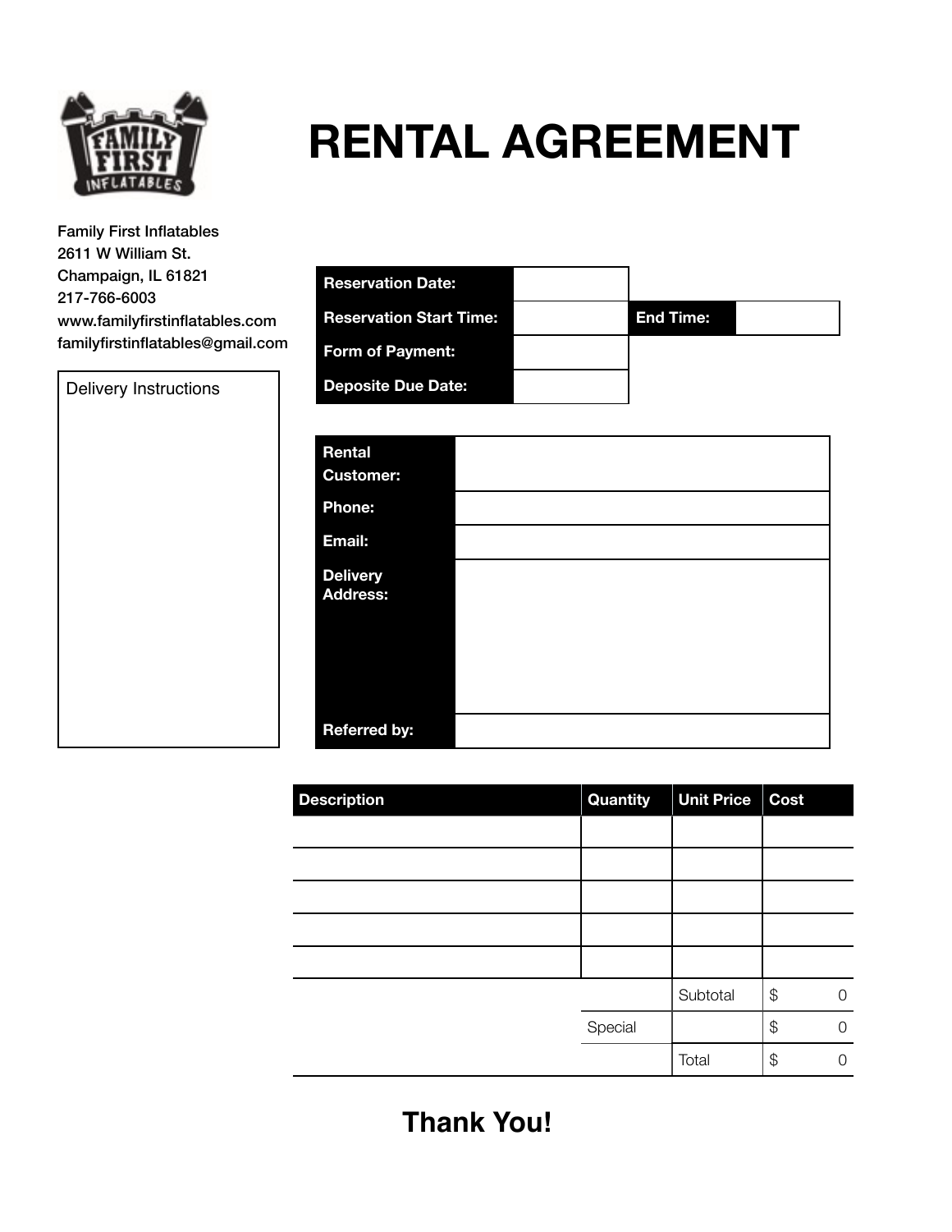# RENTAL AGREEMENT

Family First Inflatables
2611 W William St.
Champaign, IL 61821
217-766-6003
www.familyfirstinflatables.com
familyfirstinflatables@gmail.com

| | | | |
|---|---|---|---|
| **Reservation Date:** | | | |
| **Reservation Start Time:** | | **End Time:** | |
| **Form of Payment:** | | | |
| **Deposite Due Date:** | | | |

Delivery Instructions

| | |
|---|---|
| **Rental Customer:** | |
| **Phone:** | |
| **Email:** | |
| **Delivery Address:** | |
| **Referred by:** | |

| Description | Quantity | Unit Price | Cost |
|---|---|---|---|
| | | | |
| | | | |
| | | | |
| | | | |
| | | | |
| | | Subtotal | $ 0 |
| | Special | | $ 0 |
| | | Total | $ 0 |

**Thank You!**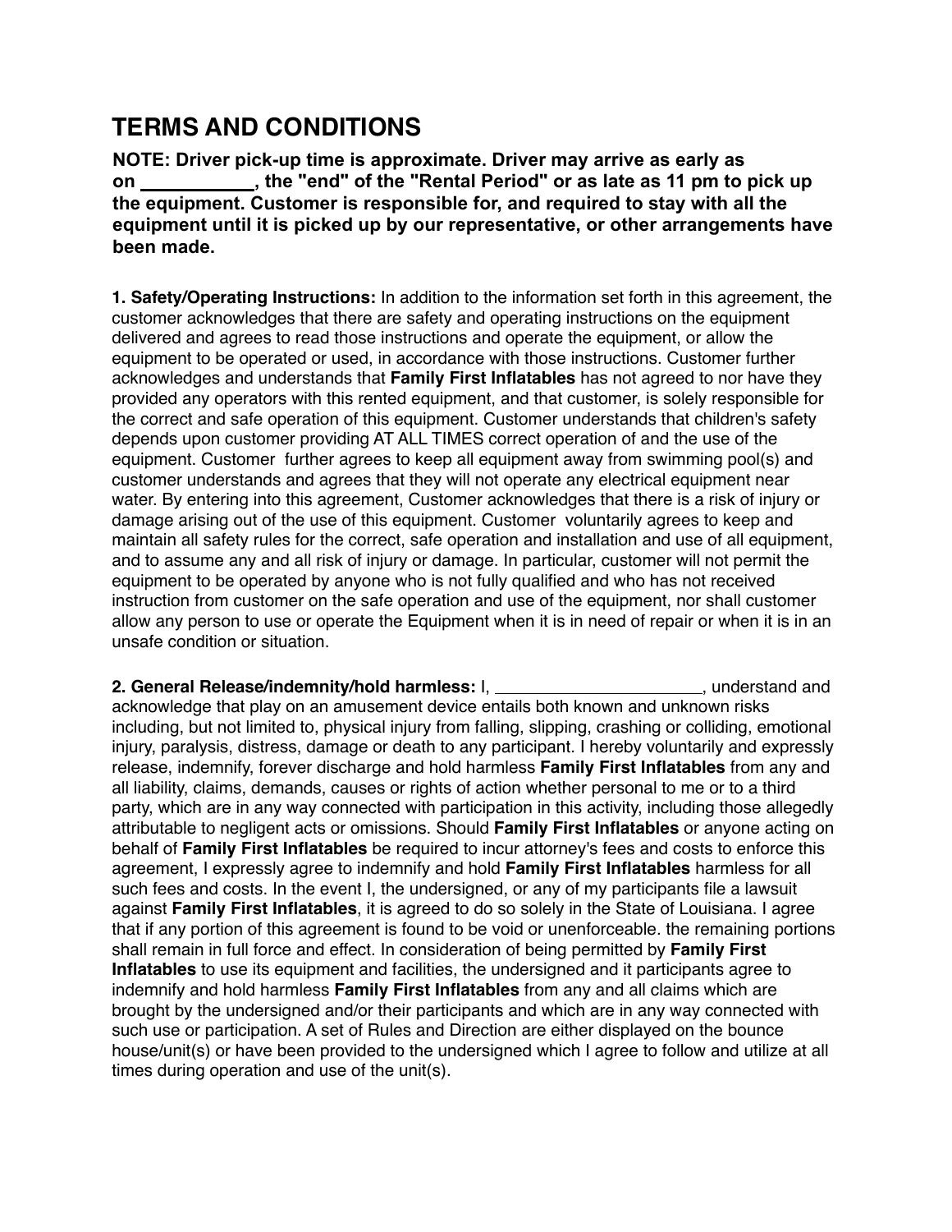# TERMS AND CONDITIONS

**NOTE: Driver pick-up time is approximate. Driver may arrive as early as on \_\_\_\_\_\_\_\_\_\_\_, the "end" of the "Rental Period" or as late as 11 pm to pick up the equipment. Customer is responsible for, and required to stay with all the equipment until it is picked up by our representative, or other arrangements have been made.**

**1. Safety/Operating Instructions:** In addition to the information set forth in this agreement, the customer acknowledges that there are safety and operating instructions on the equipment delivered and agrees to read those instructions and operate the equipment, or allow the equipment to be operated or used, in accordance with those instructions. Customer further acknowledges and understands that **Family First Inflatables** has not agreed to nor have they provided any operators with this rented equipment, and that customer, is solely responsible for the correct and safe operation of this equipment. Customer understands that children's safety depends upon customer providing AT ALL TIMES correct operation of and the use of the equipment. Customer further agrees to keep all equipment away from swimming pool(s) and customer understands and agrees that they will not operate any electrical equipment near water. By entering into this agreement, Customer acknowledges that there is a risk of injury or damage arising out of the use of this equipment. Customer voluntarily agrees to keep and maintain all safety rules for the correct, safe operation and installation and use of all equipment, and to assume any and all risk of injury or damage. In particular, customer will not permit the equipment to be operated by anyone who is not fully qualified and who has not received instruction from customer on the safe operation and use of the equipment, nor shall customer allow any person to use or operate the Equipment when it is in need of repair or when it is in an unsafe condition or situation.

**2. General Release/indemnity/hold harmless:** I, \_\_\_\_\_\_\_\_\_\_\_\_\_\_\_\_\_\_\_\_\_\_, understand and acknowledge that play on an amusement device entails both known and unknown risks including, but not limited to, physical injury from falling, slipping, crashing or colliding, emotional injury, paralysis, distress, damage or death to any participant. I hereby voluntarily and expressly release, indemnify, forever discharge and hold harmless **Family First Inflatables** from any and all liability, claims, demands, causes or rights of action whether personal to me or to a third party, which are in any way connected with participation in this activity, including those allegedly attributable to negligent acts or omissions. Should **Family First Inflatables** or anyone acting on behalf of **Family First Inflatables** be required to incur attorney's fees and costs to enforce this agreement, I expressly agree to indemnify and hold **Family First Inflatables** harmless for all such fees and costs. In the event I, the undersigned, or any of my participants file a lawsuit against **Family First Inflatables**, it is agreed to do so solely in the State of Louisiana. I agree that if any portion of this agreement is found to be void or unenforceable. the remaining portions shall remain in full force and effect. In consideration of being permitted by **Family First Inflatables** to use its equipment and facilities, the undersigned and it participants agree to indemnify and hold harmless **Family First Inflatables** from any and all claims which are brought by the undersigned and/or their participants and which are in any way connected with such use or participation. A set of Rules and Direction are either displayed on the bounce house/unit(s) or have been provided to the undersigned which I agree to follow and utilize at all times during operation and use of the unit(s).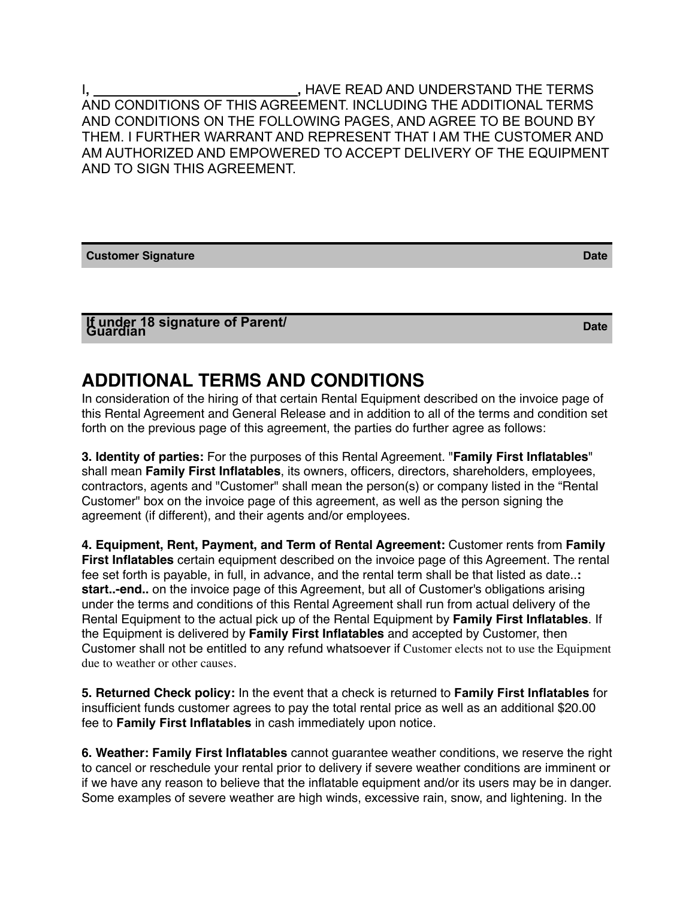I, ___________________________, HAVE READ AND UNDERSTAND THE TERMS AND CONDITIONS OF THIS AGREEMENT. INCLUDING THE ADDITIONAL TERMS AND CONDITIONS ON THE FOLLOWING PAGES, AND AGREE TO BE BOUND BY THEM. I FURTHER WARRANT AND REPRESENT THAT I AM THE CUSTOMER AND AM AUTHORIZED AND EMPOWERED TO ACCEPT DELIVERY OF THE EQUIPMENT AND TO SIGN THIS AGREEMENT.

| **Customer Signature** | **Date** |
|---|---|

| **If under 18 signature of Parent/ Guardian** | **Date** |
|---|---|

## ADDITIONAL TERMS AND CONDITIONS

In consideration of the hiring of that certain Rental Equipment described on the invoice page of this Rental Agreement and General Release and in addition to all of the terms and condition set forth on the previous page of this agreement, the parties do further agree as follows:

**3. Identity of parties:** For the purposes of this Rental Agreement. "**Family First Inflatables**" shall mean **Family First Inflatables**, its owners, officers, directors, shareholders, employees, contractors, agents and "Customer" shall mean the person(s) or company listed in the “Rental Customer" box on the invoice page of this agreement, as well as the person signing the agreement (if different), and their agents and/or employees.

**4. Equipment, Rent, Payment, and Term of Rental Agreement:** Customer rents from **Family First Inflatables** certain equipment described on the invoice page of this Agreement. The rental fee set forth is payable, in full, in advance, and the rental term shall be that listed as date..**: start..-end..** on the invoice page of this Agreement, but all of Customer's obligations arising under the terms and conditions of this Rental Agreement shall run from actual delivery of the Rental Equipment to the actual pick up of the Rental Equipment by **Family First Inflatables**. If the Equipment is delivered by **Family First Inflatables** and accepted by Customer, then Customer shall not be entitled to any refund whatsoever if Customer elects not to use the Equipment due to weather or other causes.

**5. Returned Check policy:** In the event that a check is returned to **Family First Inflatables** for insufficient funds customer agrees to pay the total rental price as well as an additional $20.00 fee to **Family First Inflatables** in cash immediately upon notice.

**6. Weather: Family First Inflatables** cannot guarantee weather conditions, we reserve the right to cancel or reschedule your rental prior to delivery if severe weather conditions are imminent or if we have any reason to believe that the inflatable equipment and/or its users may be in danger. Some examples of severe weather are high winds, excessive rain, snow, and lightening. In the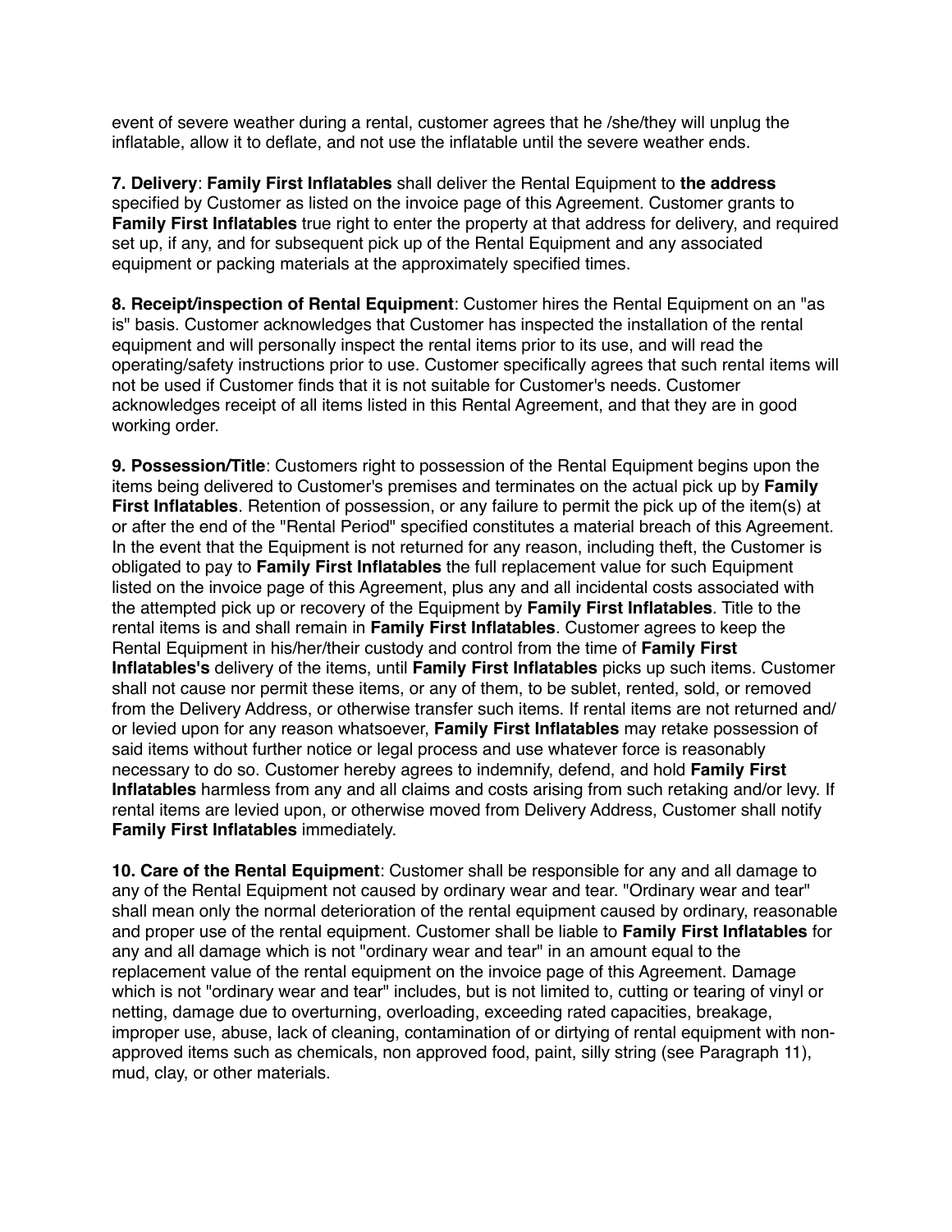event of severe weather during a rental, customer agrees that he /she/they will unplug the inflatable, allow it to deflate, and not use the inflatable until the severe weather ends.

**7. Delivery**: **Family First Inflatables** shall deliver the Rental Equipment to **the address** specified by Customer as listed on the invoice page of this Agreement. Customer grants to **Family First Inflatables** true right to enter the property at that address for delivery, and required set up, if any, and for subsequent pick up of the Rental Equipment and any associated equipment or packing materials at the approximately specified times.

**8. Receipt/inspection of Rental Equipment**: Customer hires the Rental Equipment on an "as is" basis. Customer acknowledges that Customer has inspected the installation of the rental equipment and will personally inspect the rental items prior to its use, and will read the operating/safety instructions prior to use. Customer specifically agrees that such rental items will not be used if Customer finds that it is not suitable for Customer's needs. Customer acknowledges receipt of all items listed in this Rental Agreement, and that they are in good working order.

**9. Possession/Title**: Customers right to possession of the Rental Equipment begins upon the items being delivered to Customer's premises and terminates on the actual pick up by **Family First Inflatables**. Retention of possession, or any failure to permit the pick up of the item(s) at or after the end of the "Rental Period" specified constitutes a material breach of this Agreement. In the event that the Equipment is not returned for any reason, including theft, the Customer is obligated to pay to **Family First Inflatables** the full replacement value for such Equipment listed on the invoice page of this Agreement, plus any and all incidental costs associated with the attempted pick up or recovery of the Equipment by **Family First Inflatables**. Title to the rental items is and shall remain in **Family First Inflatables**. Customer agrees to keep the Rental Equipment in his/her/their custody and control from the time of **Family First Inflatables's** delivery of the items, until **Family First Inflatables** picks up such items. Customer shall not cause nor permit these items, or any of them, to be sublet, rented, sold, or removed from the Delivery Address, or otherwise transfer such items. If rental items are not returned and/or levied upon for any reason whatsoever, **Family First Inflatables** may retake possession of said items without further notice or legal process and use whatever force is reasonably necessary to do so. Customer hereby agrees to indemnify, defend, and hold **Family First Inflatables** harmless from any and all claims and costs arising from such retaking and/or levy. If rental items are levied upon, or otherwise moved from Delivery Address, Customer shall notify **Family First Inflatables** immediately.

**10. Care of the Rental Equipment**: Customer shall be responsible for any and all damage to any of the Rental Equipment not caused by ordinary wear and tear. "Ordinary wear and tear" shall mean only the normal deterioration of the rental equipment caused by ordinary, reasonable and proper use of the rental equipment. Customer shall be liable to **Family First Inflatables** for any and all damage which is not "ordinary wear and tear" in an amount equal to the replacement value of the rental equipment on the invoice page of this Agreement. Damage which is not "ordinary wear and tear" includes, but is not limited to, cutting or tearing of vinyl or netting, damage due to overturning, overloading, exceeding rated capacities, breakage, improper use, abuse, lack of cleaning, contamination of or dirtying of rental equipment with non-approved items such as chemicals, non approved food, paint, silly string (see Paragraph 11), mud, clay, or other materials.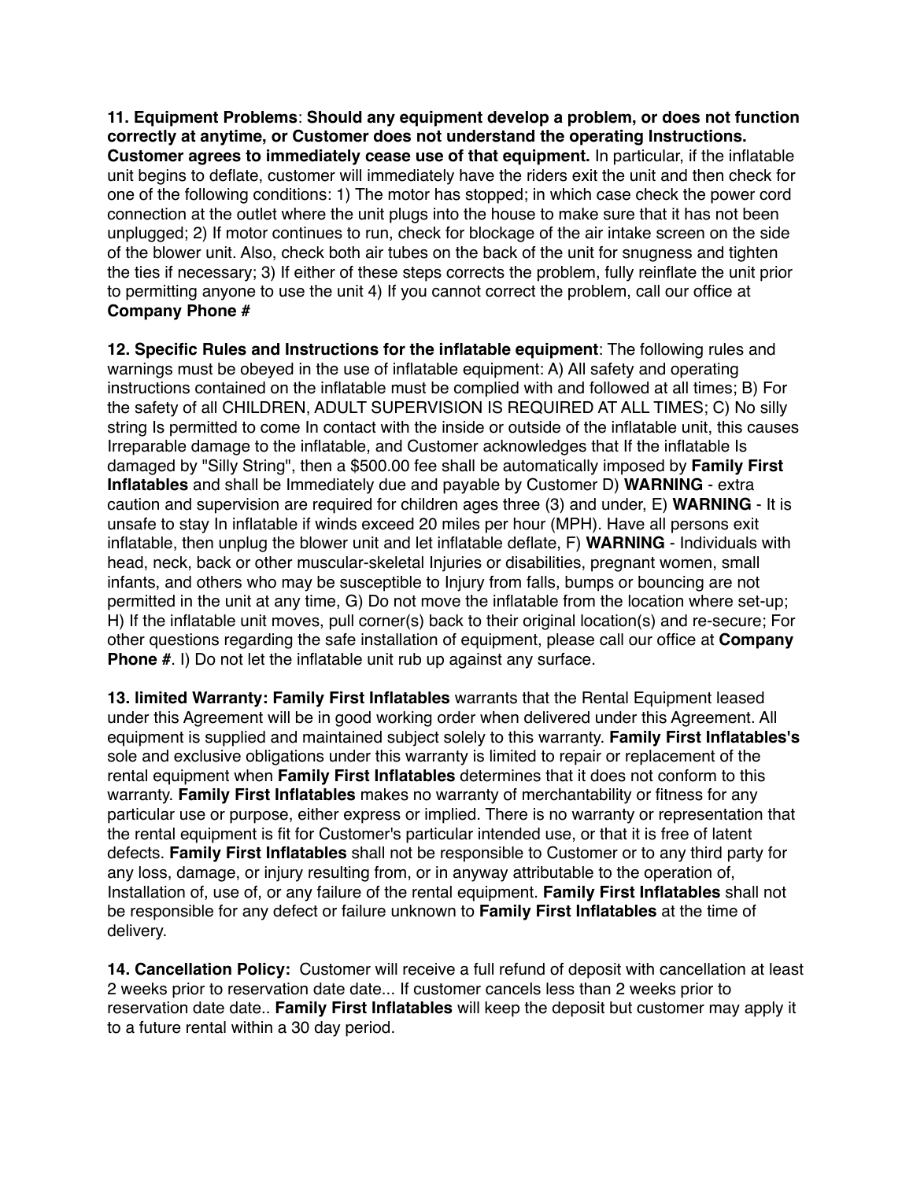**11. Equipment Problems**: **Should any equipment develop a problem, or does not function correctly at anytime, or Customer does not understand the operating Instructions. Customer agrees to immediately cease use of that equipment.** In particular, if the inflatable unit begins to deflate, customer will immediately have the riders exit the unit and then check for one of the following conditions: 1) The motor has stopped; in which case check the power cord connection at the outlet where the unit plugs into the house to make sure that it has not been unplugged; 2) If motor continues to run, check for blockage of the air intake screen on the side of the blower unit. Also, check both air tubes on the back of the unit for snugness and tighten the ties if necessary; 3) If either of these steps corrects the problem, fully reinflate the unit prior to permitting anyone to use the unit 4) If you cannot correct the problem, call our office at **Company Phone #**

**12. Specific Rules and Instructions for the inflatable equipment**: The following rules and warnings must be obeyed in the use of inflatable equipment: A) All safety and operating instructions contained on the inflatable must be complied with and followed at all times; B) For the safety of all CHILDREN, ADULT SUPERVISION IS REQUIRED AT ALL TIMES; C) No silly string Is permitted to come In contact with the inside or outside of the inflatable unit, this causes Irreparable damage to the inflatable, and Customer acknowledges that If the inflatable Is damaged by "Silly String", then a $500.00 fee shall be automatically imposed by **Family First Inflatables** and shall be Immediately due and payable by Customer D) **WARNING** - extra caution and supervision are required for children ages three (3) and under, E) **WARNING** - It is unsafe to stay In inflatable if winds exceed 20 miles per hour (MPH). Have all persons exit inflatable, then unplug the blower unit and let inflatable deflate, F) **WARNING** - Individuals with head, neck, back or other muscular-skeletal Injuries or disabilities, pregnant women, small infants, and others who may be susceptible to Injury from falls, bumps or bouncing are not permitted in the unit at any time, G) Do not move the inflatable from the location where set-up; H) If the inflatable unit moves, pull corner(s) back to their original location(s) and re-secure; For other questions regarding the safe installation of equipment, please call our office at **Company Phone #**. I) Do not let the inflatable unit rub up against any surface.

**13. limited Warranty: Family First Inflatables** warrants that the Rental Equipment leased under this Agreement will be in good working order when delivered under this Agreement. All equipment is supplied and maintained subject solely to this warranty. **Family First Inflatables's** sole and exclusive obligations under this warranty is limited to repair or replacement of the rental equipment when **Family First Inflatables** determines that it does not conform to this warranty. **Family First Inflatables** makes no warranty of merchantability or fitness for any particular use or purpose, either express or implied. There is no warranty or representation that the rental equipment is fit for Customer's particular intended use, or that it is free of latent defects. **Family First Inflatables** shall not be responsible to Customer or to any third party for any loss, damage, or injury resulting from, or in anyway attributable to the operation of, Installation of, use of, or any failure of the rental equipment. **Family First Inflatables** shall not be responsible for any defect or failure unknown to **Family First Inflatables** at the time of delivery.

**14. Cancellation Policy:** Customer will receive a full refund of deposit with cancellation at least 2 weeks prior to reservation date date... If customer cancels less than 2 weeks prior to reservation date date.. **Family First Inflatables** will keep the deposit but customer may apply it to a future rental within a 30 day period.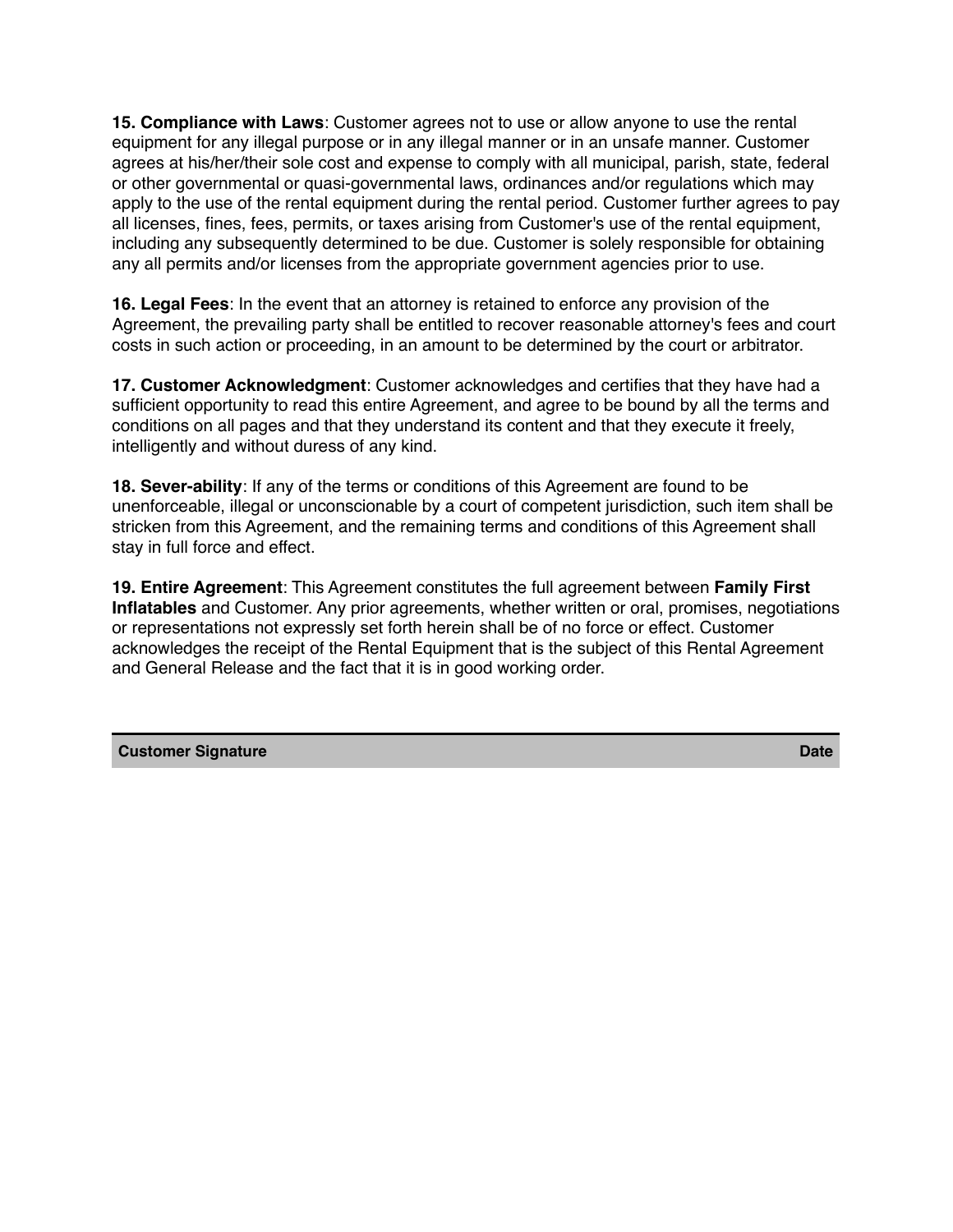**15. Compliance with Laws**: Customer agrees not to use or allow anyone to use the rental equipment for any illegal purpose or in any illegal manner or in an unsafe manner. Customer agrees at his/her/their sole cost and expense to comply with all municipal, parish, state, federal or other governmental or quasi-governmental laws, ordinances and/or regulations which may apply to the use of the rental equipment during the rental period. Customer further agrees to pay all licenses, fines, fees, permits, or taxes arising from Customer's use of the rental equipment, including any subsequently determined to be due. Customer is solely responsible for obtaining any all permits and/or licenses from the appropriate government agencies prior to use.

**16. Legal Fees**: In the event that an attorney is retained to enforce any provision of the Agreement, the prevailing party shall be entitled to recover reasonable attorney's fees and court costs in such action or proceeding, in an amount to be determined by the court or arbitrator.

**17. Customer Acknowledgment**: Customer acknowledges and certifies that they have had a sufficient opportunity to read this entire Agreement, and agree to be bound by all the terms and conditions on all pages and that they understand its content and that they execute it freely, intelligently and without duress of any kind.

**18. Sever-ability**: If any of the terms or conditions of this Agreement are found to be unenforceable, illegal or unconscionable by a court of competent jurisdiction, such item shall be stricken from this Agreement, and the remaining terms and conditions of this Agreement shall stay in full force and effect.

**19. Entire Agreement**: This Agreement constitutes the full agreement between **Family First Inflatables** and Customer. Any prior agreements, whether written or oral, promises, negotiations or representations not expressly set forth herein shall be of no force or effect. Customer acknowledges the receipt of the Rental Equipment that is the subject of this Rental Agreement and General Release and the fact that it is in good working order.

---

| **Customer Signature** | **Date** |
|---|---|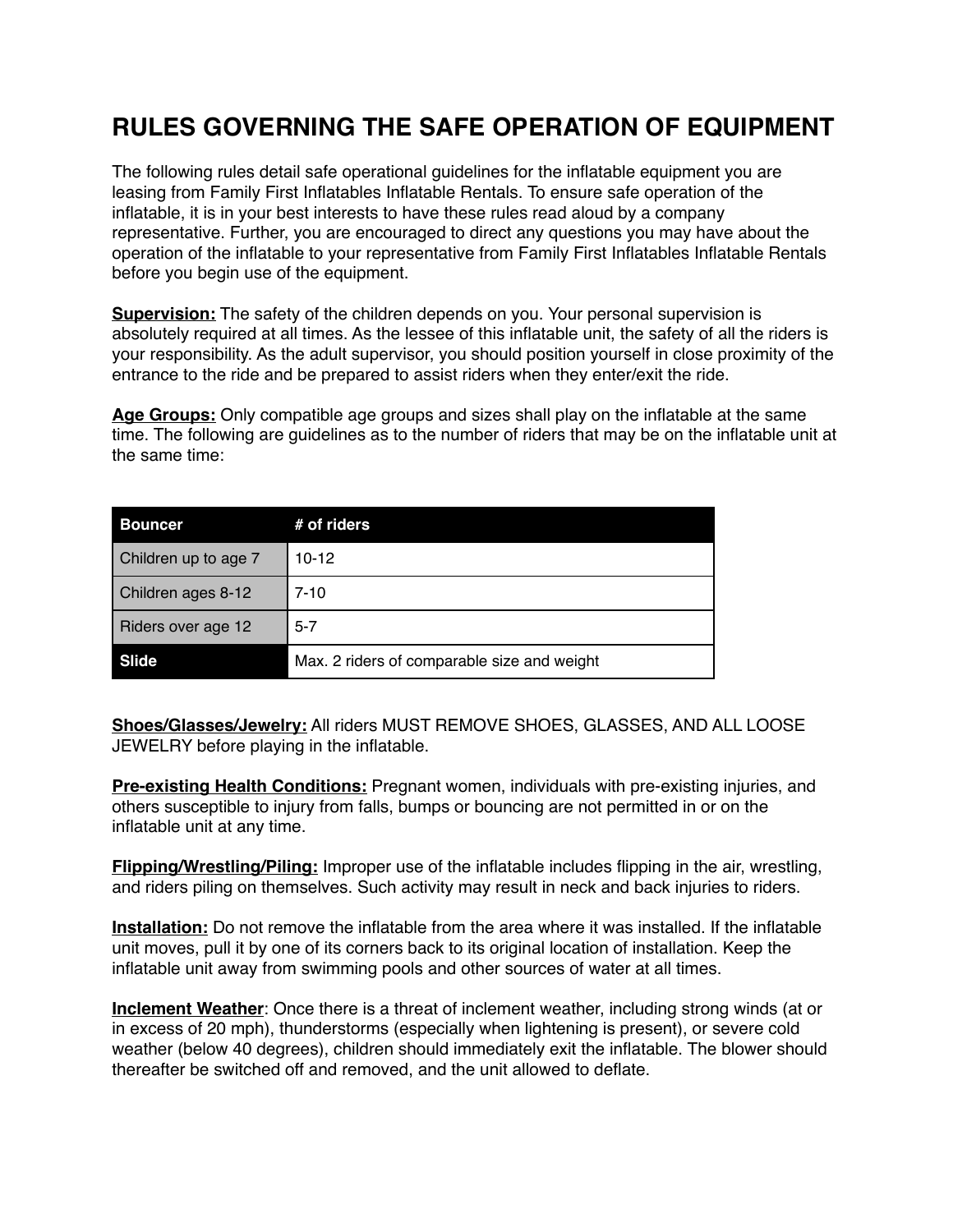# RULES GOVERNING THE SAFE OPERATION OF EQUIPMENT

The following rules detail safe operational guidelines for the inflatable equipment you are leasing from Family First Inflatables Inflatable Rentals. To ensure safe operation of the inflatable, it is in your best interests to have these rules read aloud by a company representative. Further, you are encouraged to direct any questions you may have about the operation of the inflatable to your representative from Family First Inflatables Inflatable Rentals before you begin use of the equipment.

**<u>Supervision:</u>** The safety of the children depends on you. Your personal supervision is absolutely required at all times. As the lessee of this inflatable unit, the safety of all the riders is your responsibility. As the adult supervisor, you should position yourself in close proximity of the entrance to the ride and be prepared to assist riders when they enter/exit the ride.

**<u>Age Groups:</u>** Only compatible age groups and sizes shall play on the inflatable at the same time. The following are guidelines as to the number of riders that may be on the inflatable unit at the same time:

| Bouncer | # of riders |
|---|---|
| Children up to age 7 | 10-12 |
| Children ages 8-12 | 7-10 |
| Riders over age 12 | 5-7 |
| **Slide** | Max. 2 riders of comparable size and weight |

**<u>Shoes/Glasses/Jewelry:</u>** All riders MUST REMOVE SHOES, GLASSES, AND ALL LOOSE JEWELRY before playing in the inflatable.

**<u>Pre-existing Health Conditions:</u>** Pregnant women, individuals with pre-existing injuries, and others susceptible to injury from falls, bumps or bouncing are not permitted in or on the inflatable unit at any time.

**<u>Flipping/Wrestling/Piling:</u>** Improper use of the inflatable includes flipping in the air, wrestling, and riders piling on themselves. Such activity may result in neck and back injuries to riders.

**<u>Installation:</u>** Do not remove the inflatable from the area where it was installed. If the inflatable unit moves, pull it by one of its corners back to its original location of installation. Keep the inflatable unit away from swimming pools and other sources of water at all times.

**<u>Inclement Weather</u>**: Once there is a threat of inclement weather, including strong winds (at or in excess of 20 mph), thunderstorms (especially when lightening is present), or severe cold weather (below 40 degrees), children should immediately exit the inflatable. The blower should thereafter be switched off and removed, and the unit allowed to deflate.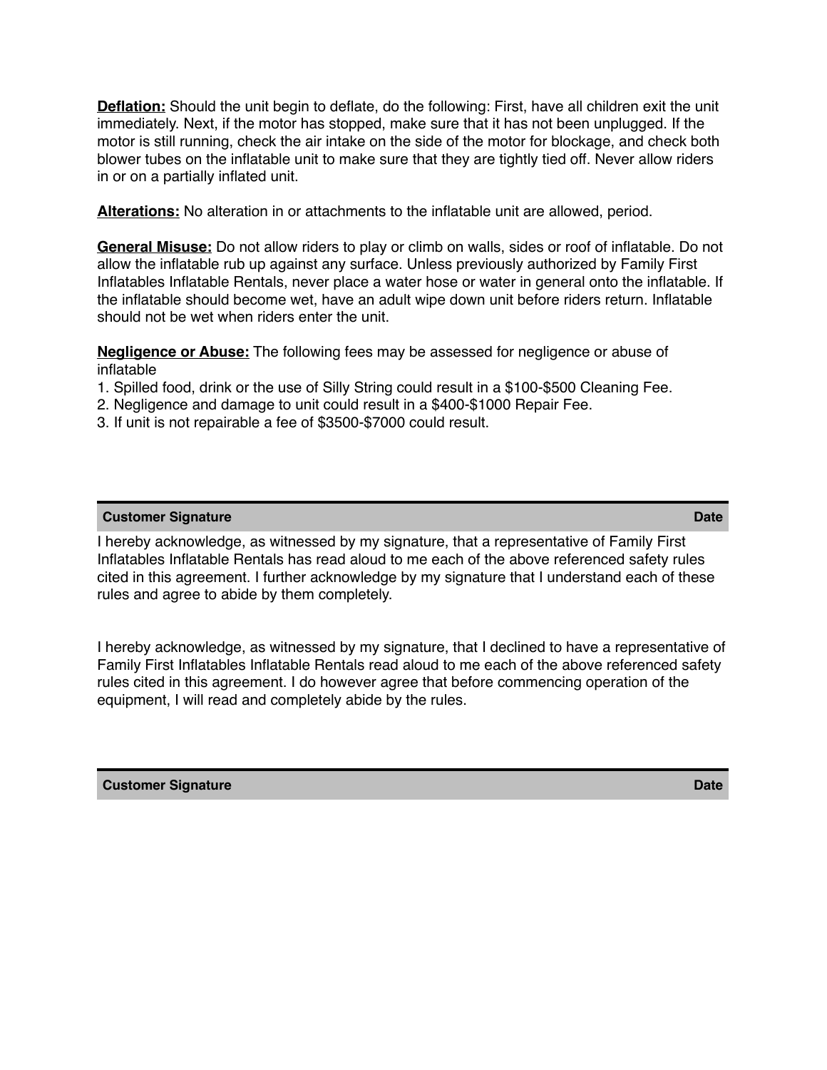**Deflation:** Should the unit begin to deflate, do the following: First, have all children exit the unit immediately. Next, if the motor has stopped, make sure that it has not been unplugged. If the motor is still running, check the air intake on the side of the motor for blockage, and check both blower tubes on the inflatable unit to make sure that they are tightly tied off. Never allow riders in or on a partially inflated unit.

**Alterations:** No alteration in or attachments to the inflatable unit are allowed, period.

**General Misuse:** Do not allow riders to play or climb on walls, sides or roof of inflatable. Do not allow the inflatable rub up against any surface. Unless previously authorized by Family First Inflatables Inflatable Rentals, never place a water hose or water in general onto the inflatable. If the inflatable should become wet, have an adult wipe down unit before riders return. Inflatable should not be wet when riders enter the unit.

**Negligence or Abuse:** The following fees may be assessed for negligence or abuse of inflatable

1. Spilled food, drink or the use of Silly String could result in a $100-$500 Cleaning Fee.
2. Negligence and damage to unit could result in a $400-$1000 Repair Fee.
3. If unit is not repairable a fee of $3500-$7000 could result.

| **Customer Signature** | **Date** |
| --- | --- |

I hereby acknowledge, as witnessed by my signature, that a representative of Family First Inflatables Inflatable Rentals has read aloud to me each of the above referenced safety rules cited in this agreement. I further acknowledge by my signature that I understand each of these rules and agree to abide by them completely.

I hereby acknowledge, as witnessed by my signature, that I declined to have a representative of Family First Inflatables Inflatable Rentals read aloud to me each of the above referenced safety rules cited in this agreement. I do however agree that before commencing operation of the equipment, I will read and completely abide by the rules.

| **Customer Signature** | **Date** |
| --- | --- |